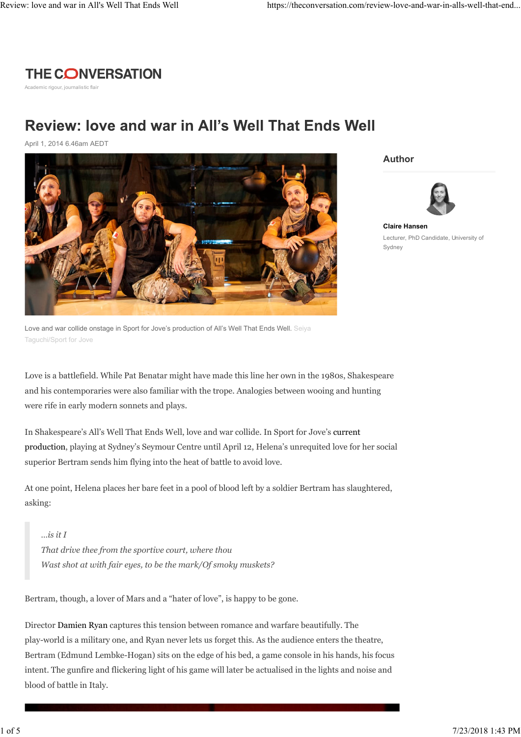THE CONVERSATION

Academic rigour, journalistic flair

# Review: love and war in All's Well That Ends Well

April 1, 2014 6.46am AEDT

Love and war collide onstage in Sport for Jove's production of All's Well That Ends Well. Seiya Taguchi/Sport for Jove

**Author**

**Claire Hansen**

Lecturer, PhD Candidate, University of Sydney

Love is a battlefield. While Pat Benatar might have made this line her own in the 1980s, Shakespeare and his contemporaries were also familiar with the trope. Analogies between wooing and hunting were rife in early modern sonnets and plays.

In Shakespeare's All's Well That Ends Well, love and war collide. In Sport for Jove's current production, playing at Sydney's Seymour Centre until April 12, Helena's unrequited love for her social superior Bertram sends him flying into the heat of battle to avoid love.

At one point, Helena places her bare feet in a pool of blood left by a soldier Bertram has slaughtered, asking:

> *...is it I*
> *That drive thee from the sportive court, where thou*
> *Wast shot at with fair eyes, to be the mark/Of smoky muskets?*

Bertram, though, a lover of Mars and a "hater of love", is happy to be gone.

Director Damien Ryan captures this tension between romance and warfare beautifully. The play-world is a military one, and Ryan never lets us forget this. As the audience enters the theatre, Bertram (Edmund Lembke-Hogan) sits on the edge of his bed, a game console in his hands, his focus intent. The gunfire and flickering light of his game will later be actualised in the lights and noise and blood of battle in Italy.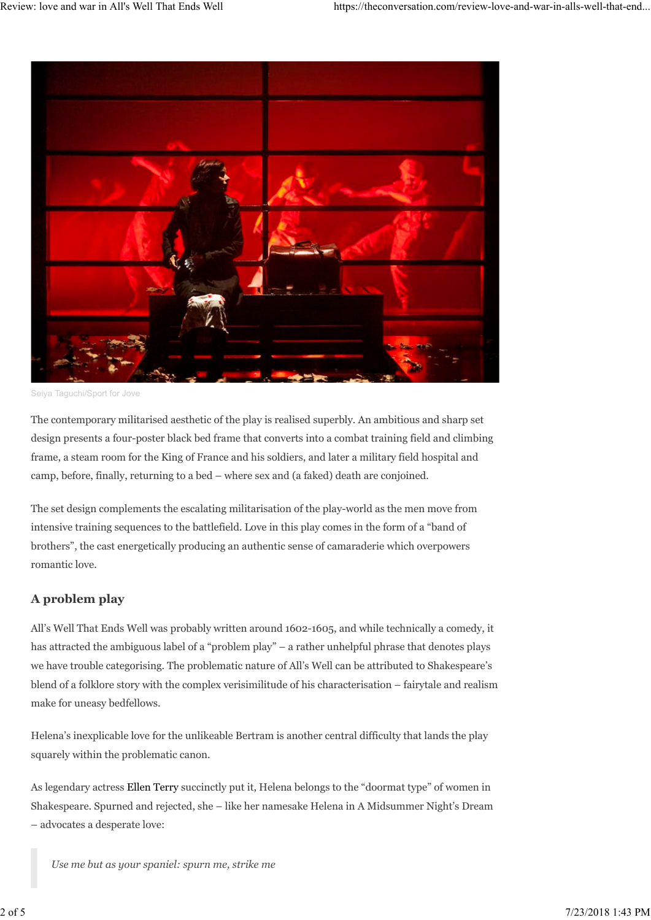Seiya Taguchi/Sport for Jove

The contemporary militarised aesthetic of the play is realised superbly. An ambitious and sharp set design presents a four-poster black bed frame that converts into a combat training field and climbing frame, a steam room for the King of France and his soldiers, and later a military field hospital and camp, before, finally, returning to a bed – where sex and (a faked) death are conjoined.

The set design complements the escalating militarisation of the play-world as the men move from intensive training sequences to the battlefield. Love in this play comes in the form of a "band of brothers", the cast energetically producing an authentic sense of camaraderie which overpowers romantic love.

## A problem play

All's Well That Ends Well was probably written around 1602-1605, and while technically a comedy, it has attracted the ambiguous label of a "problem play" – a rather unhelpful phrase that denotes plays we have trouble categorising. The problematic nature of All's Well can be attributed to Shakespeare's blend of a folklore story with the complex verisimilitude of his characterisation – fairytale and realism make for uneasy bedfellows.

Helena's inexplicable love for the unlikeable Bertram is another central difficulty that lands the play squarely within the problematic canon.

As legendary actress Ellen Terry succinctly put it, Helena belongs to the "doormat type" of women in Shakespeare. Spurned and rejected, she – like her namesake Helena in A Midsummer Night's Dream – advocates a desperate love:

> *Use me but as your spaniel: spurn me, strike me*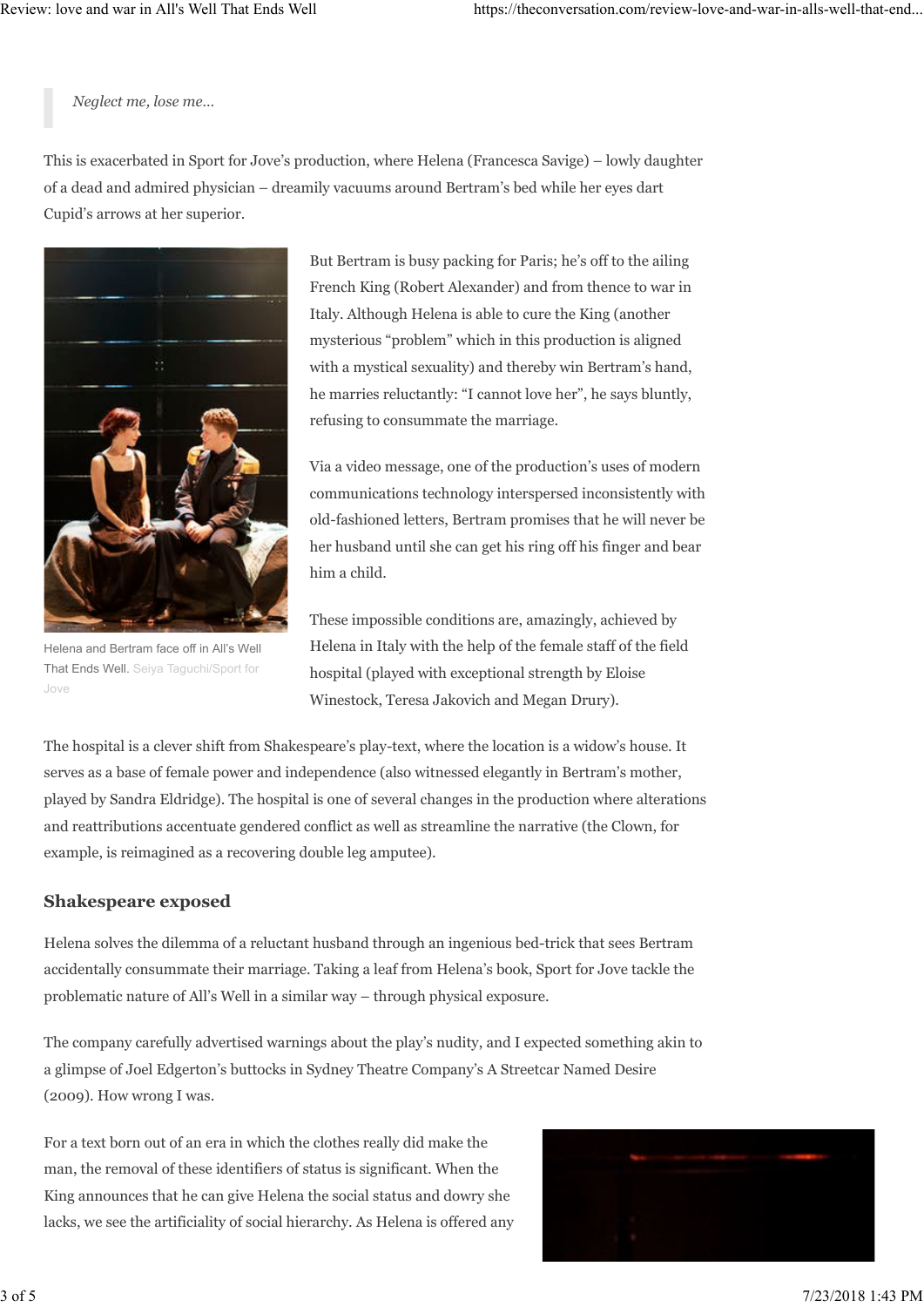> *Neglect me, lose me…*

This is exacerbated in Sport for Jove's production, where Helena (Francesca Savige) – lowly daughter of a dead and admired physician – dreamily vacuums around Bertram's bed while her eyes dart Cupid's arrows at her superior.

Helena and Bertram face off in All's Well That Ends Well. Seiya Taguchi/Sport for Jove

But Bertram is busy packing for Paris; he's off to the ailing French King (Robert Alexander) and from thence to war in Italy. Although Helena is able to cure the King (another mysterious "problem" which in this production is aligned with a mystical sexuality) and thereby win Bertram's hand, he marries reluctantly: "I cannot love her", he says bluntly, refusing to consummate the marriage.

Via a video message, one of the production's uses of modern communications technology interspersed inconsistently with old-fashioned letters, Bertram promises that he will never be her husband until she can get his ring off his finger and bear him a child.

These impossible conditions are, amazingly, achieved by Helena in Italy with the help of the female staff of the field hospital (played with exceptional strength by Eloise Winestock, Teresa Jakovich and Megan Drury).

The hospital is a clever shift from Shakespeare's play-text, where the location is a widow's house. It serves as a base of female power and independence (also witnessed elegantly in Bertram's mother, played by Sandra Eldridge). The hospital is one of several changes in the production where alterations and reattributions accentuate gendered conflict as well as streamline the narrative (the Clown, for example, is reimagined as a recovering double leg amputee).

## Shakespeare exposed

Helena solves the dilemma of a reluctant husband through an ingenious bed-trick that sees Bertram accidentally consummate their marriage. Taking a leaf from Helena's book, Sport for Jove tackle the problematic nature of All's Well in a similar way – through physical exposure.

The company carefully advertised warnings about the play's nudity, and I expected something akin to a glimpse of Joel Edgerton's buttocks in Sydney Theatre Company's A Streetcar Named Desire (2009). How wrong I was.

For a text born out of an era in which the clothes really did make the man, the removal of these identifiers of status is significant. When the King announces that he can give Helena the social status and dowry she lacks, we see the artificiality of social hierarchy. As Helena is offered any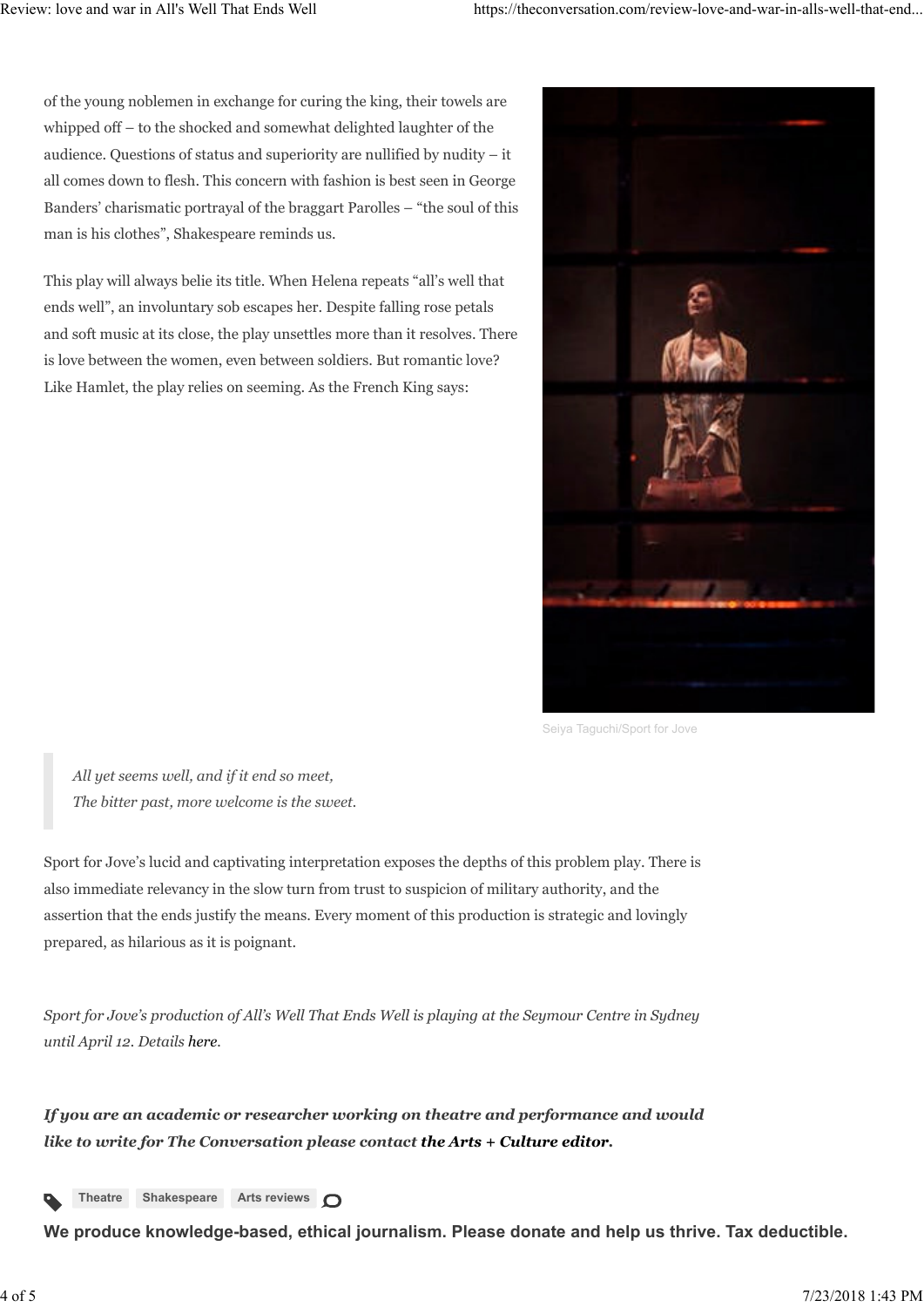of the young noblemen in exchange for curing the king, their towels are whipped off – to the shocked and somewhat delighted laughter of the audience. Questions of status and superiority are nullified by nudity – it all comes down to flesh. This concern with fashion is best seen in George Banders' charismatic portrayal of the braggart Parolles – "the soul of this man is his clothes", Shakespeare reminds us.

This play will always belie its title. When Helena repeats "all's well that ends well", an involuntary sob escapes her. Despite falling rose petals and soft music at its close, the play unsettles more than it resolves. There is love between the women, even between soldiers. But romantic love? Like Hamlet, the play relies on seeming. As the French King says:

Seiya Taguchi/Sport for Jove

> *All yet seems well, and if it end so meet,*
> *The bitter past, more welcome is the sweet.*

Sport for Jove's lucid and captivating interpretation exposes the depths of this problem play. There is also immediate relevancy in the slow turn from trust to suspicion of military authority, and the assertion that the ends justify the means. Every moment of this production is strategic and lovingly prepared, as hilarious as it is poignant.

*Sport for Jove's production of All's Well That Ends Well is playing at the Seymour Centre in Sydney until April 12. Details here.*

***If you are an academic or researcher working on theatre and performance and would like to write for The Conversation please contact the Arts + Culture editor.***

Theatre  Shakespeare  Arts reviews

**We produce knowledge-based, ethical journalism. Please donate and help us thrive. Tax deductible.**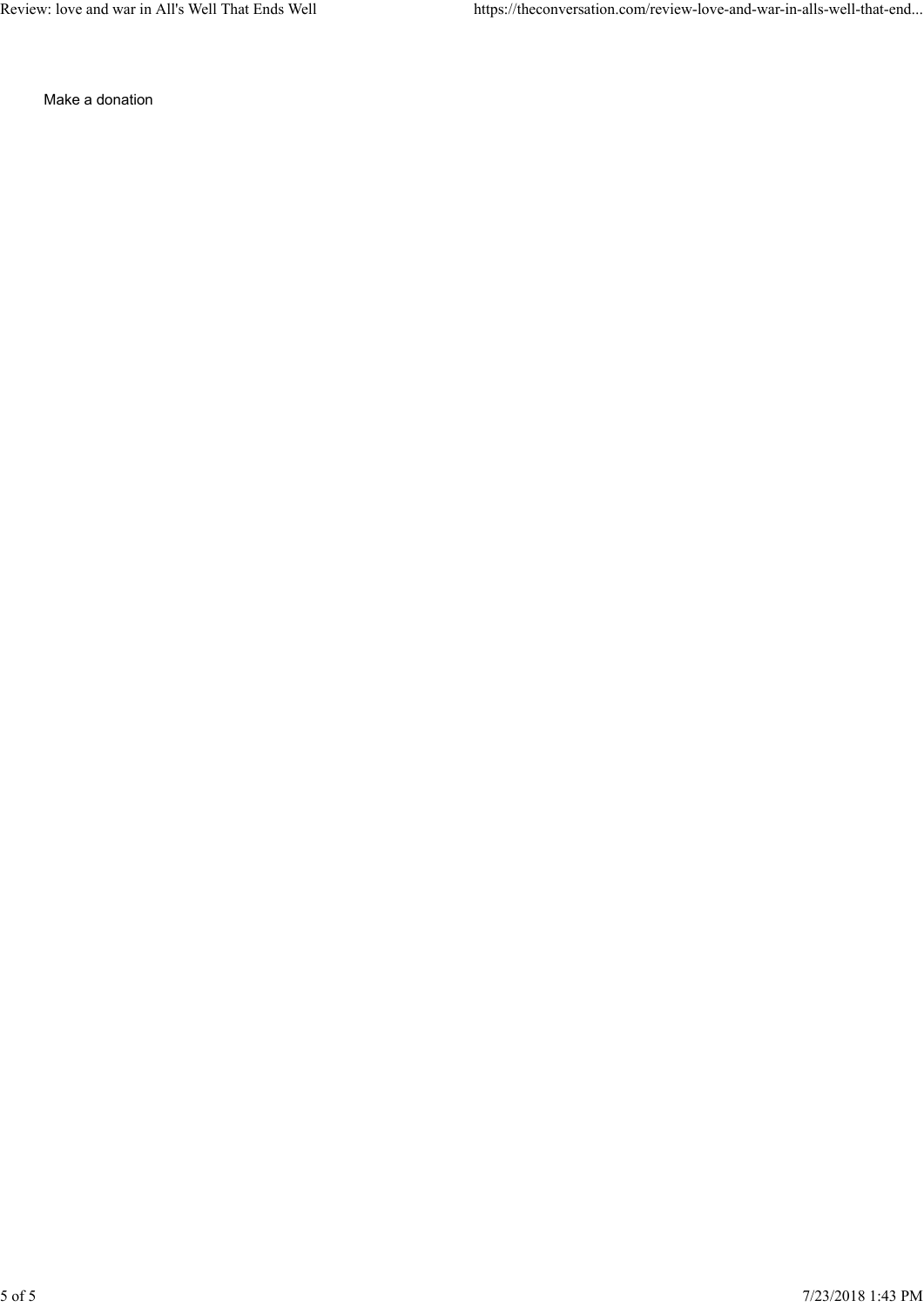Make a donation